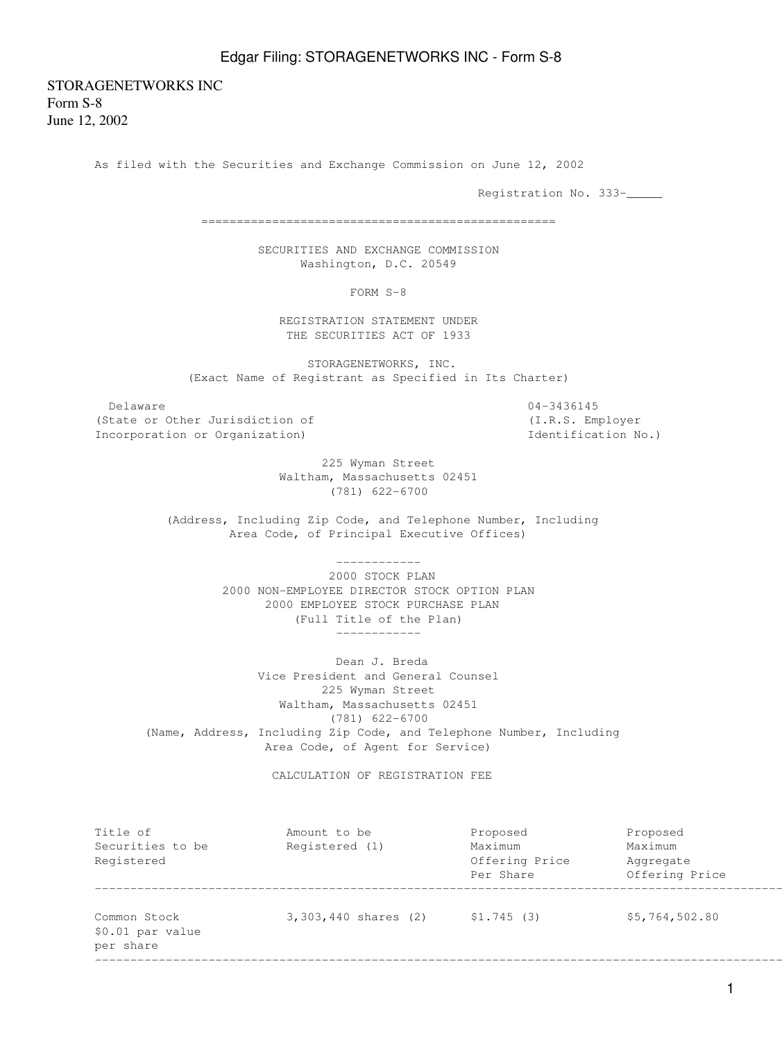STORAGENETWORKS INC
Form S-8
June 12, 2002

As filed with the Securities and Exchange Commission on June 12, 2002

Registration No. 333-_____

---

SECURITIES AND EXCHANGE COMMISSION
Washington, D.C. 20549

FORM S-8

REGISTRATION STATEMENT UNDER
THE SECURITIES ACT OF 1933

STORAGENETWORKS, INC.
(Exact Name of Registrant as Specified in Its Charter)

| Delaware | 04-3436145 |
|---|---|
| (State or Other Jurisdiction of Incorporation or Organization) | (I.R.S. Employer Identification No.) |

225 Wyman Street
Waltham, Massachusetts 02451
(781) 622-6700

(Address, Including Zip Code, and Telephone Number, Including Area Code, of Principal Executive Offices)

---

2000 STOCK PLAN
2000 NON-EMPLOYEE DIRECTOR STOCK OPTION PLAN
2000 EMPLOYEE STOCK PURCHASE PLAN
(Full Title of the Plan)

---

Dean J. Breda
Vice President and General Counsel
225 Wyman Street
Waltham, Massachusetts 02451
(781) 622-6700
(Name, Address, Including Zip Code, and Telephone Number, Including Area Code, of Agent for Service)

CALCULATION OF REGISTRATION FEE

| Title of Securities to be Registered | Amount to be Registered (1) | Proposed Maximum Offering Price Per Share | Proposed Maximum Aggregate Offering Price |
|---|---|---|---|
| Common Stock $0.01 par value per share | 3,303,440 shares (2) | $1.745 (3) | $5,764,502.80 |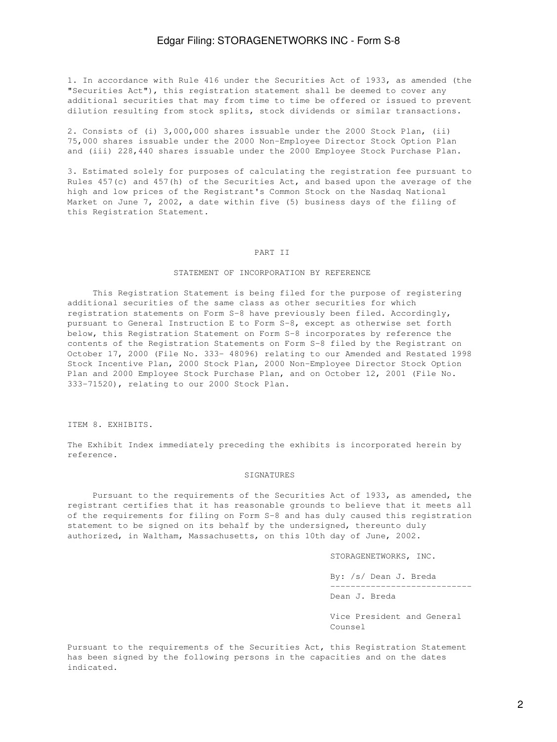1. In accordance with Rule 416 under the Securities Act of 1933, as amended (the "Securities Act"), this registration statement shall be deemed to cover any additional securities that may from time to time be offered or issued to prevent dilution resulting from stock splits, stock dividends or similar transactions.

2. Consists of (i) 3,000,000 shares issuable under the 2000 Stock Plan, (ii) 75,000 shares issuable under the 2000 Non-Employee Director Stock Option Plan and (iii) 228,440 shares issuable under the 2000 Employee Stock Purchase Plan.

3. Estimated solely for purposes of calculating the registration fee pursuant to Rules 457(c) and 457(h) of the Securities Act, and based upon the average of the high and low prices of the Registrant's Common Stock on the Nasdaq National Market on June 7, 2002, a date within five (5) business days of the filing of this Registration Statement.

## PART II

### STATEMENT OF INCORPORATION BY REFERENCE

This Registration Statement is being filed for the purpose of registering additional securities of the same class as other securities for which registration statements on Form S-8 have previously been filed. Accordingly, pursuant to General Instruction E to Form S-8, except as otherwise set forth below, this Registration Statement on Form S-8 incorporates by reference the contents of the Registration Statements on Form S-8 filed by the Registrant on October 17, 2000 (File No. 333- 48096) relating to our Amended and Restated 1998 Stock Incentive Plan, 2000 Stock Plan, 2000 Non-Employee Director Stock Option Plan and 2000 Employee Stock Purchase Plan, and on October 12, 2001 (File No. 333-71520), relating to our 2000 Stock Plan.

### ITEM 8. EXHIBITS.

The Exhibit Index immediately preceding the exhibits is incorporated herein by reference.

### SIGNATURES

Pursuant to the requirements of the Securities Act of 1933, as amended, the registrant certifies that it has reasonable grounds to believe that it meets all of the requirements for filing on Form S-8 and has duly caused this registration statement to be signed on its behalf by the undersigned, thereunto duly authorized, in Waltham, Massachusetts, on this 10th day of June, 2002.

STORAGENETWORKS, INC.

By: /s/ Dean J. Breda

Dean J. Breda

Vice President and General Counsel

Pursuant to the requirements of the Securities Act, this Registration Statement has been signed by the following persons in the capacities and on the dates indicated.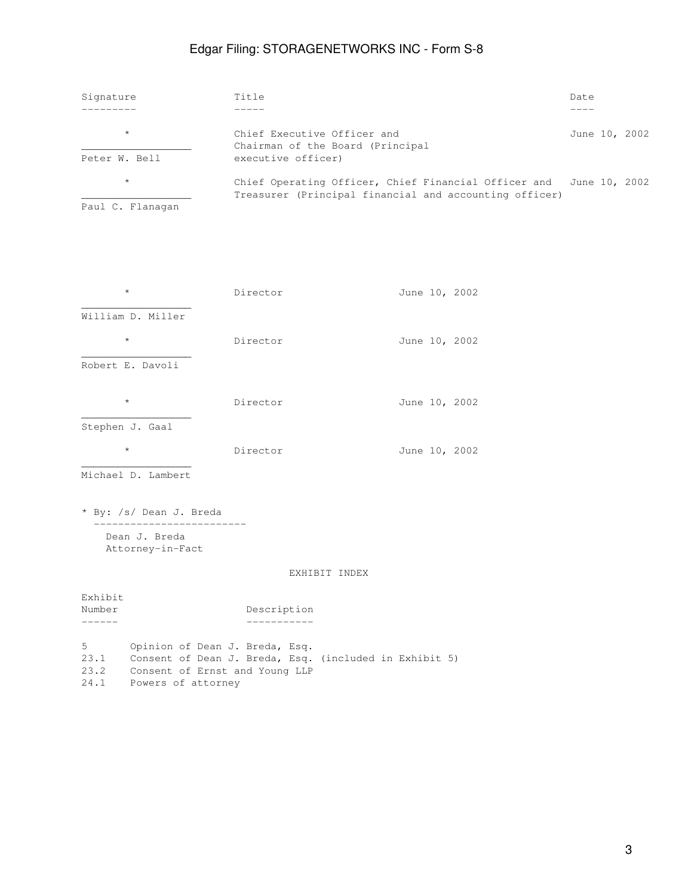| Signature | Title | Date |
| --- | --- | --- |
| * <br> Peter W. Bell | Chief Executive Officer and Chairman of the Board (Principal executive officer) | June 10, 2002 |
| * <br> Paul C. Flanagan | Chief Operating Officer, Chief Financial Officer and Treasurer (Principal financial and accounting officer) | June 10, 2002 |
| * <br> William D. Miller | Director | June 10, 2002 |
| * <br> Robert E. Davoli | Director | June 10, 2002 |
| * <br> Stephen J. Gaal | Director | June 10, 2002 |
| * <br> Michael D. Lambert | Director | June 10, 2002 |

* By: /s/ Dean J. Breda

Dean J. Breda
Attorney-in-Fact

EXHIBIT INDEX

| Exhibit Number | Description |
| --- | --- |
| 5 | Opinion of Dean J. Breda, Esq. |
| 23.1 | Consent of Dean J. Breda, Esq. (included in Exhibit 5) |
| 23.2 | Consent of Ernst and Young LLP |
| 24.1 | Powers of attorney |